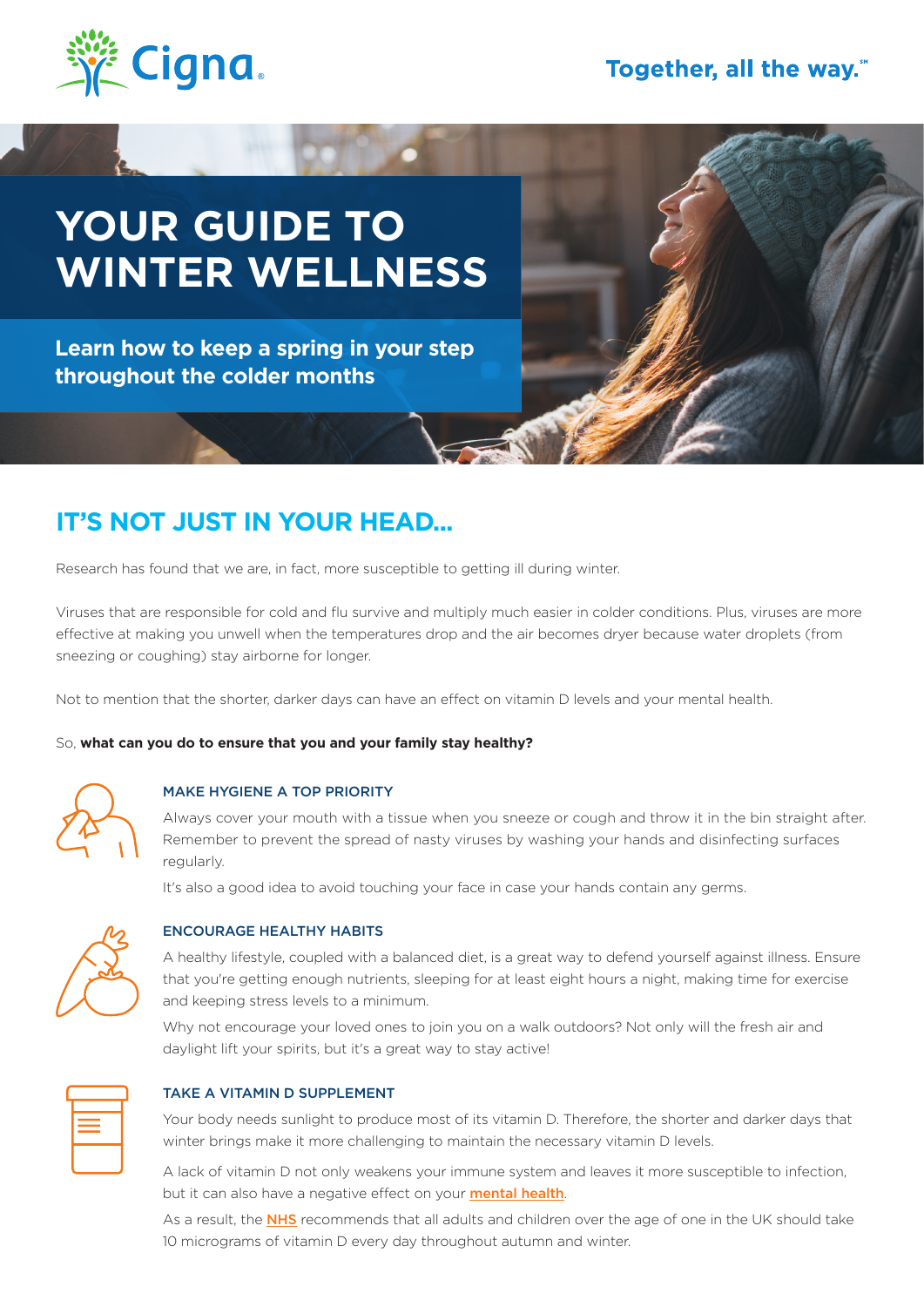Cigna

Together, all the way.℠

# YOUR GUIDE TO WINTER WELLNESS

**Learn how to keep a spring in your step throughout the colder months**

## IT'S NOT JUST IN YOUR HEAD...

Research has found that we are, in fact, more susceptible to getting ill during winter.

Viruses that are responsible for cold and flu survive and multiply much easier in colder conditions. Plus, viruses are more effective at making you unwell when the temperatures drop and the air becomes dryer because water droplets (from sneezing or coughing) stay airborne for longer.

Not to mention that the shorter, darker days can have an effect on vitamin D levels and your mental health.

So, **what can you do to ensure that you and your family stay healthy?**

### MAKE HYGIENE A TOP PRIORITY

Always cover your mouth with a tissue when you sneeze or cough and throw it in the bin straight after. Remember to prevent the spread of nasty viruses by washing your hands and disinfecting surfaces regularly.

It's also a good idea to avoid touching your face in case your hands contain any germs.

### ENCOURAGE HEALTHY HABITS

A healthy lifestyle, coupled with a balanced diet, is a great way to defend yourself against illness. Ensure that you're getting enough nutrients, sleeping for at least eight hours a night, making time for exercise and keeping stress levels to a minimum.

Why not encourage your loved ones to join you on a walk outdoors? Not only will the fresh air and daylight lift your spirits, but it's a great way to stay active!

### TAKE A VITAMIN D SUPPLEMENT

Your body needs sunlight to produce most of its vitamin D. Therefore, the shorter and darker days that winter brings make it more challenging to maintain the necessary vitamin D levels.

A lack of vitamin D not only weakens your immune system and leaves it more susceptible to infection, but it can also have a negative effect on your mental health.

As a result, the NHS recommends that all adults and children over the age of one in the UK should take 10 micrograms of vitamin D every day throughout autumn and winter.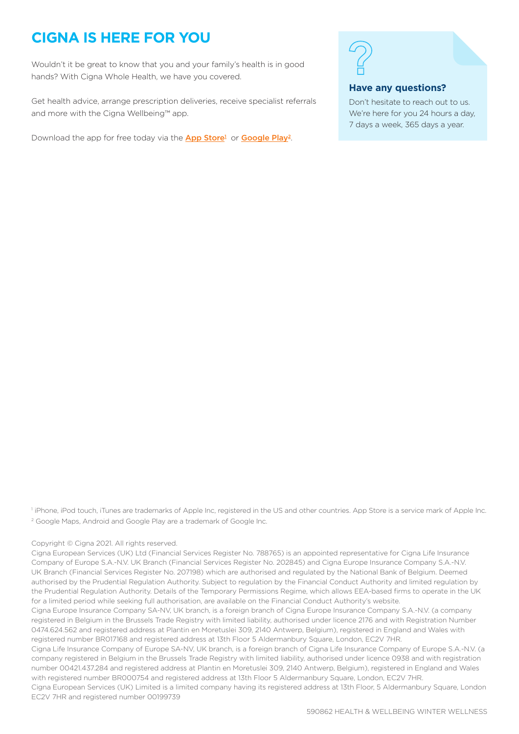# CIGNA IS HERE FOR YOU

Wouldn't it be great to know that you and your family's health is in good hands? With Cigna Whole Health, we have you covered.

Get health advice, arrange prescription deliveries, receive specialist referrals and more with the Cigna Wellbeing™ app.

Download the app for free today via the **App Store**[1] or **Google Play**[2].

### Have any questions?

Don't hesitate to reach out to us. We're here for you 24 hours a day, 7 days a week, 365 days a year.

[1] iPhone, iPod touch, iTunes are trademarks of Apple Inc, registered in the US and other countries. App Store is a service mark of Apple Inc.

[2] Google Maps, Android and Google Play are a trademark of Google Inc.

Copyright © Cigna 2021. All rights reserved.

Cigna European Services (UK) Ltd (Financial Services Register No. 788765) is an appointed representative for Cigna Life Insurance Company of Europe S.A.-N.V. UK Branch (Financial Services Register No. 202845) and Cigna Europe Insurance Company S.A.-N.V. UK Branch (Financial Services Register No. 207198) which are authorised and regulated by the National Bank of Belgium. Deemed authorised by the Prudential Regulation Authority. Subject to regulation by the Financial Conduct Authority and limited regulation by the Prudential Regulation Authority. Details of the Temporary Permissions Regime, which allows EEA-based firms to operate in the UK for a limited period while seeking full authorisation, are available on the Financial Conduct Authority's website.

Cigna Europe Insurance Company SA-NV, UK branch, is a foreign branch of Cigna Europe Insurance Company S.A.-N.V. (a company registered in Belgium in the Brussels Trade Registry with limited liability, authorised under licence 2176 and with Registration Number 0474.624.562 and registered address at Plantin en Moretuslei 309, 2140 Antwerp, Belgium), registered in England and Wales with registered number BR017168 and registered address at 13th Floor 5 Aldermanbury Square, London, EC2V 7HR.

Cigna Life Insurance Company of Europe SA-NV, UK branch, is a foreign branch of Cigna Life Insurance Company of Europe S.A.-N.V. (a company registered in Belgium in the Brussels Trade Registry with limited liability, authorised under licence 0938 and with registration number 00421.437.284 and registered address at Plantin en Moretuslei 309, 2140 Antwerp, Belgium), registered in England and Wales with registered number BR000754 and registered address at 13th Floor 5 Aldermanbury Square, London, EC2V 7HR.

Cigna European Services (UK) Limited is a limited company having its registered address at 13th Floor, 5 Aldermanbury Square, London EC2V 7HR and registered number 00199739

590862 HEALTH & WELLBEING WINTER WELLNESS